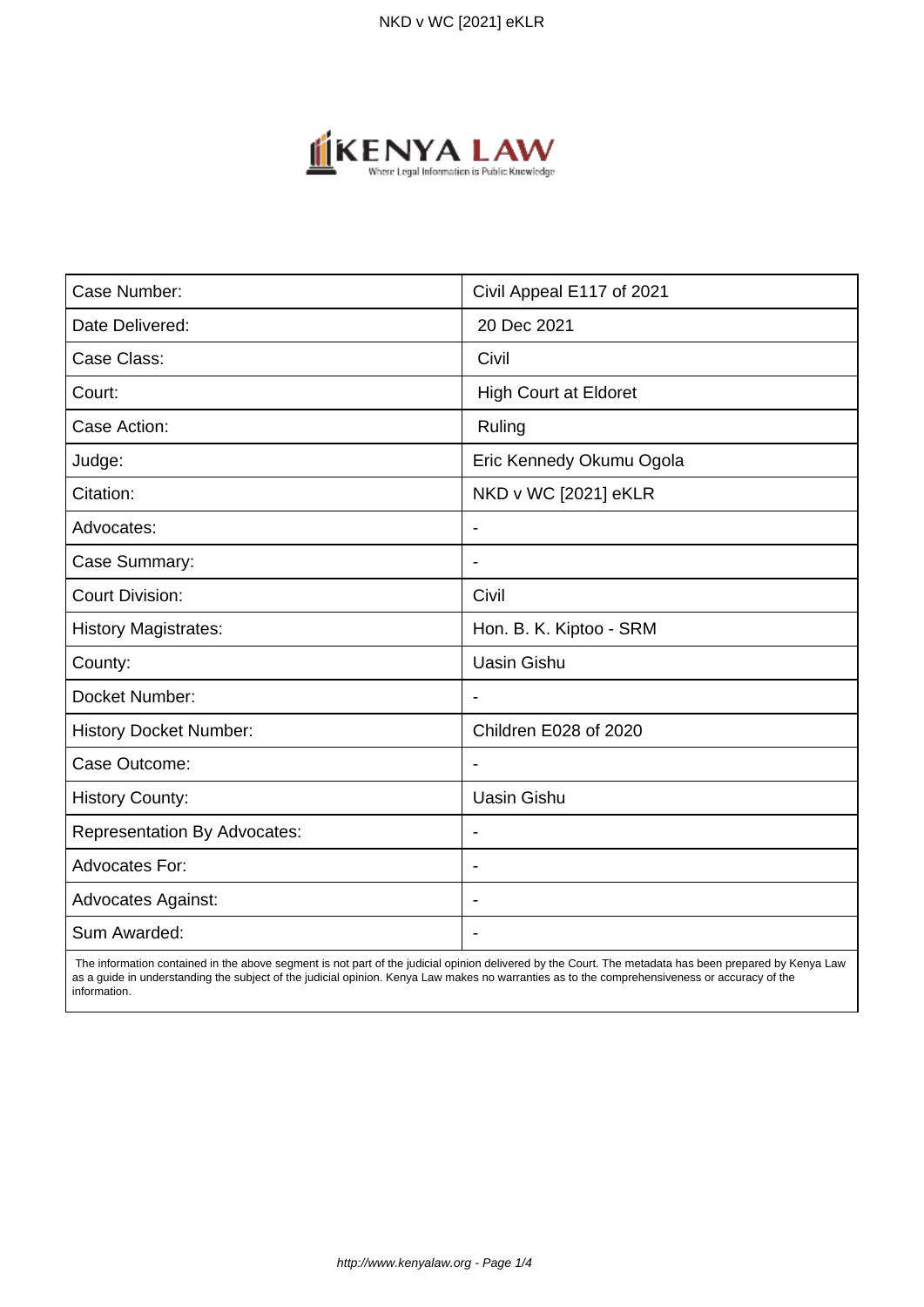| Case Number: | Civil Appeal E117 of 2021 |
| --- | --- |
| Date Delivered: | 20 Dec 2021 |
| Case Class: | Civil |
| Court: | High Court at Eldoret |
| Case Action: | Ruling |
| Judge: | Eric Kennedy Okumu Ogola |
| Citation: | NKD v WC [2021] eKLR |
| Advocates: | - |
| Case Summary: | - |
| Court Division: | Civil |
| History Magistrates: | Hon. B. K. Kiptoo - SRM |
| County: | Uasin Gishu |
| Docket Number: | - |
| History Docket Number: | Children E028 of 2020 |
| Case Outcome: | - |
| History County: | Uasin Gishu |
| Representation By Advocates: | - |
| Advocates For: | - |
| Advocates Against: | - |
| Sum Awarded: | - |

The information contained in the above segment is not part of the judicial opinion delivered by the Court. The metadata has been prepared by Kenya Law as a guide in understanding the subject of the judicial opinion. Kenya Law makes no warranties as to the comprehensiveness or accuracy of the information.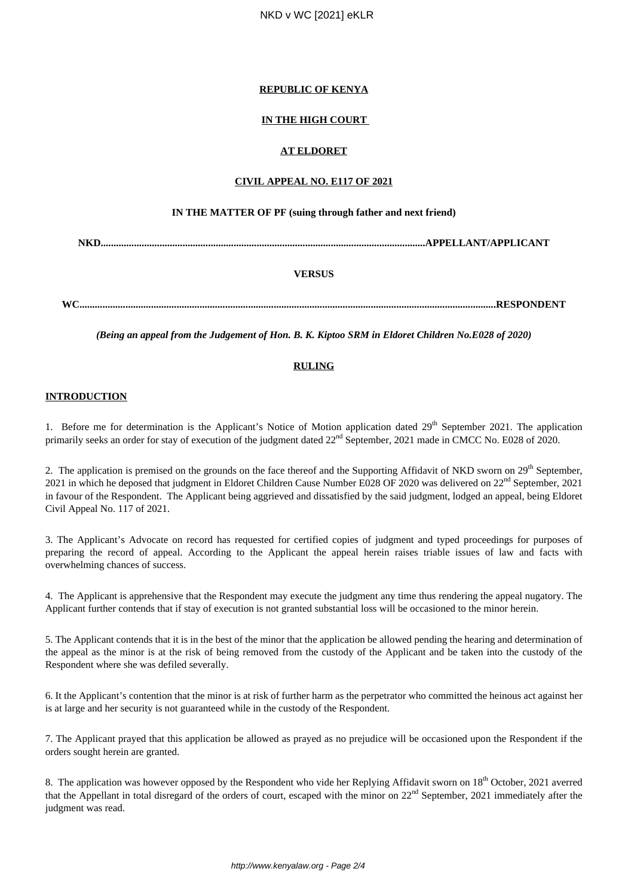**REPUBLIC OF KENYA**

**IN THE HIGH COURT**

**AT ELDORET**

**CIVIL APPEAL NO. E117 OF 2021**

**IN THE MATTER OF PF (suing through father and next friend)**

**NKD.............................................................................................................................APPELLANT/APPLICANT**

**VERSUS**

**WC..................................................................................................................................................RESPONDENT**

***(Being an appeal from the Judgement of Hon. B. K. Kiptoo SRM in Eldoret Children No.E028 of 2020)***

**RULING**

**INTRODUCTION**

1. Before me for determination is the Applicant's Notice of Motion application dated 29th September 2021. The application primarily seeks an order for stay of execution of the judgment dated 22nd September, 2021 made in CMCC No. E028 of 2020.

2. The application is premised on the grounds on the face thereof and the Supporting Affidavit of NKD sworn on 29th September, 2021 in which he deposed that judgment in Eldoret Children Cause Number E028 OF 2020 was delivered on 22nd September, 2021 in favour of the Respondent. The Applicant being aggrieved and dissatisfied by the said judgment, lodged an appeal, being Eldoret Civil Appeal No. 117 of 2021.

3. The Applicant's Advocate on record has requested for certified copies of judgment and typed proceedings for purposes of preparing the record of appeal. According to the Applicant the appeal herein raises triable issues of law and facts with overwhelming chances of success.

4. The Applicant is apprehensive that the Respondent may execute the judgment any time thus rendering the appeal nugatory. The Applicant further contends that if stay of execution is not granted substantial loss will be occasioned to the minor herein.

5. The Applicant contends that it is in the best of the minor that the application be allowed pending the hearing and determination of the appeal as the minor is at the risk of being removed from the custody of the Applicant and be taken into the custody of the Respondent where she was defiled severally.

6. It the Applicant's contention that the minor is at risk of further harm as the perpetrator who committed the heinous act against her is at large and her security is not guaranteed while in the custody of the Respondent.

7. The Applicant prayed that this application be allowed as prayed as no prejudice will be occasioned upon the Respondent if the orders sought herein are granted.

8. The application was however opposed by the Respondent who vide her Replying Affidavit sworn on 18th October, 2021 averred that the Appellant in total disregard of the orders of court, escaped with the minor on 22nd September, 2021 immediately after the judgment was read.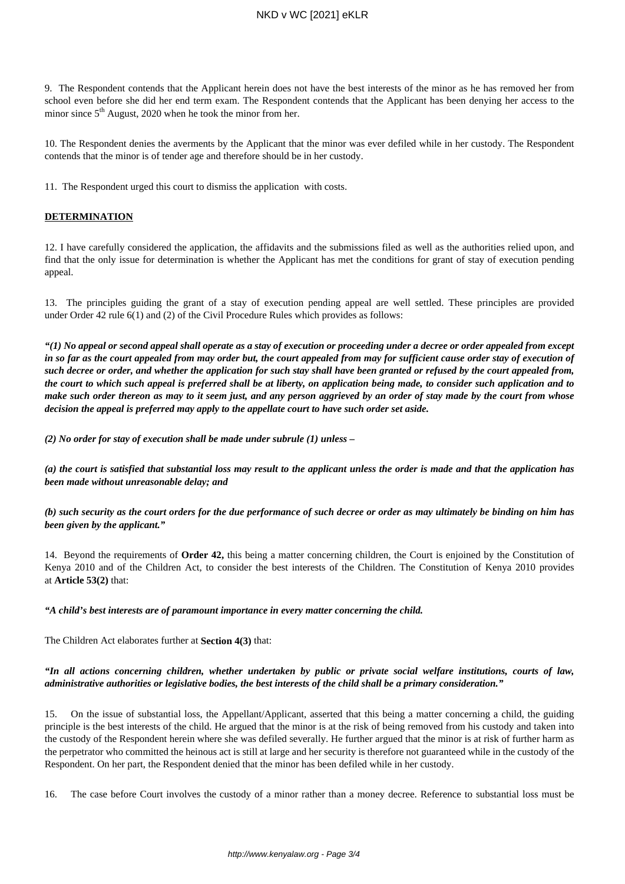9. The Respondent contends that the Applicant herein does not have the best interests of the minor as he has removed her from school even before she did her end term exam. The Respondent contends that the Applicant has been denying her access to the minor since 5th August, 2020 when he took the minor from her.

10. The Respondent denies the averments by the Applicant that the minor was ever defiled while in her custody. The Respondent contends that the minor is of tender age and therefore should be in her custody.

11. The Respondent urged this court to dismiss the application with costs.

**DETERMINATION**

12. I have carefully considered the application, the affidavits and the submissions filed as well as the authorities relied upon, and find that the only issue for determination is whether the Applicant has met the conditions for grant of stay of execution pending appeal.

13. The principles guiding the grant of a stay of execution pending appeal are well settled. These principles are provided under Order 42 rule 6(1) and (2) of the Civil Procedure Rules which provides as follows:

***"(1) No appeal or second appeal shall operate as a stay of execution or proceeding under a decree or order appealed from except in so far as the court appealed from may order but, the court appealed from may for sufficient cause order stay of execution of such decree or order, and whether the application for such stay shall have been granted or refused by the court appealed from, the court to which such appeal is preferred shall be at liberty, on application being made, to consider such application and to make such order thereon as may to it seem just, and any person aggrieved by an order of stay made by the court from whose decision the appeal is preferred may apply to the appellate court to have such order set aside.***

***(2) No order for stay of execution shall be made under subrule (1) unless –***

***(a) the court is satisfied that substantial loss may result to the applicant unless the order is made and that the application has been made without unreasonable delay; and***

***(b) such security as the court orders for the due performance of such decree or order as may ultimately be binding on him has been given by the applicant."***

14. Beyond the requirements of **Order 42,** this being a matter concerning children, the Court is enjoined by the Constitution of Kenya 2010 and of the Children Act, to consider the best interests of the Children. The Constitution of Kenya 2010 provides at **Article 53(2)** that:

***"A child's best interests are of paramount importance in every matter concerning the child.***

The Children Act elaborates further at **Section 4(3)** that:

***"In all actions concerning children, whether undertaken by public or private social welfare institutions, courts of law, administrative authorities or legislative bodies, the best interests of the child shall be a primary consideration."***

15. On the issue of substantial loss, the Appellant/Applicant, asserted that this being a matter concerning a child, the guiding principle is the best interests of the child. He argued that the minor is at the risk of being removed from his custody and taken into the custody of the Respondent herein where she was defiled severally. He further argued that the minor is at risk of further harm as the perpetrator who committed the heinous act is still at large and her security is therefore not guaranteed while in the custody of the Respondent. On her part, the Respondent denied that the minor has been defiled while in her custody.

16. The case before Court involves the custody of a minor rather than a money decree. Reference to substantial loss must be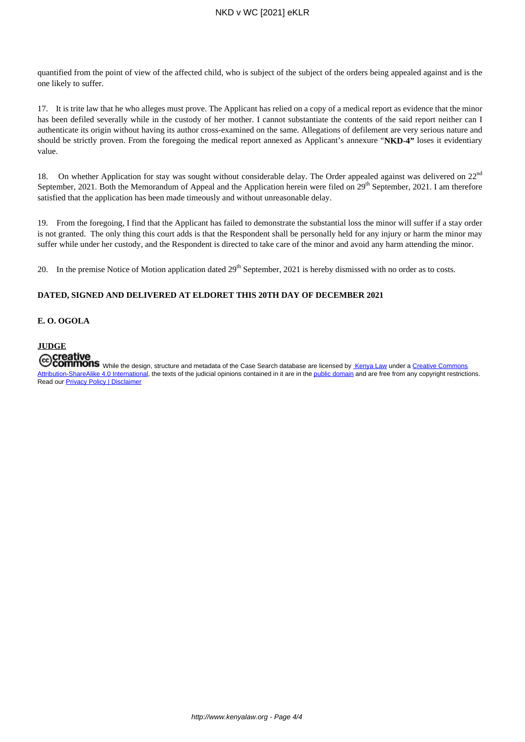quantified from the point of view of the affected child, who is subject of the subject of the orders being appealed against and is the one likely to suffer.

17. It is trite law that he who alleges must prove. The Applicant has relied on a copy of a medical report as evidence that the minor has been defiled severally while in the custody of her mother. I cannot substantiate the contents of the said report neither can I authenticate its origin without having its author cross-examined on the same. Allegations of defilement are very serious nature and should be strictly proven. From the foregoing the medical report annexed as Applicant's annexure "**NKD-4"** loses it evidentiary value.

18. On whether Application for stay was sought without considerable delay. The Order appealed against was delivered on 22nd September, 2021. Both the Memorandum of Appeal and the Application herein were filed on 29th September, 2021. I am therefore satisfied that the application has been made timeously and without unreasonable delay.

19. From the foregoing, I find that the Applicant has failed to demonstrate the substantial loss the minor will suffer if a stay order is not granted. The only thing this court adds is that the Respondent shall be personally held for any injury or harm the minor may suffer while under her custody, and the Respondent is directed to take care of the minor and avoid any harm attending the minor.

20. In the premise Notice of Motion application dated 29th September, 2021 is hereby dismissed with no order as to costs.

**DATED, SIGNED AND DELIVERED AT ELDORET THIS 20TH DAY OF DECEMBER 2021**

**E. O. OGOLA**

**JUDGE**

While the design, structure and metadata of the Case Search database are licensed by Kenya Law under a Creative Commons Attribution-ShareAlike 4.0 International, the texts of the judicial opinions contained in it are in the public domain and are free from any copyright restrictions. Read our Privacy Policy | Disclaimer